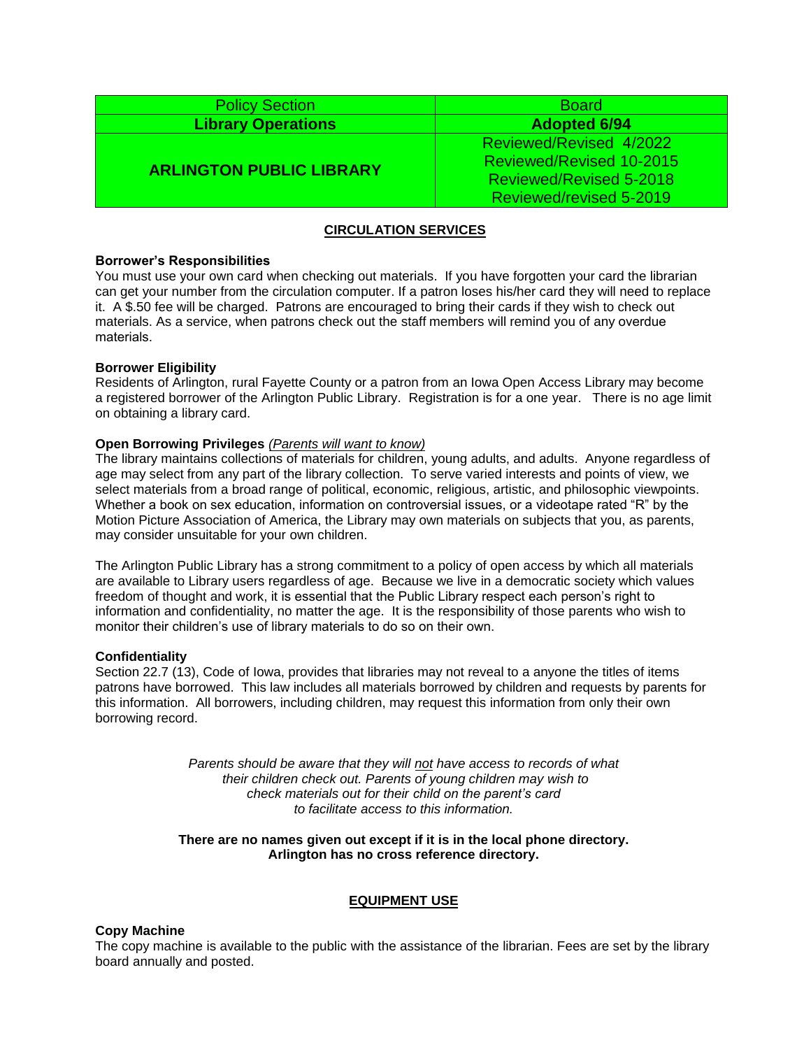| Policy Section | Board |
|---|---|
| **Library Operations** | **Adopted 6/94** |
| **ARLINGTON PUBLIC LIBRARY** | Reviewed/Revised 4/2022<br>Reviewed/Revised 10-2015<br>Reviewed/Revised 5-2018<br>Reviewed/revised 5-2019 |

## CIRCULATION SERVICES

**Borrower's Responsibilities**

You must use your own card when checking out materials. If you have forgotten your card the librarian can get your number from the circulation computer. If a patron loses his/her card they will need to replace it. A $.50 fee will be charged. Patrons are encouraged to bring their cards if they wish to check out materials. As a service, when patrons check out the staff members will remind you of any overdue materials.

**Borrower Eligibility**

Residents of Arlington, rural Fayette County or a patron from an Iowa Open Access Library may become a registered borrower of the Arlington Public Library. Registration is for a one year. There is no age limit on obtaining a library card.

**Open Borrowing Privileges** *(Parents will want to know)*

The library maintains collections of materials for children, young adults, and adults. Anyone regardless of age may select from any part of the library collection. To serve varied interests and points of view, we select materials from a broad range of political, economic, religious, artistic, and philosophic viewpoints. Whether a book on sex education, information on controversial issues, or a videotape rated "R" by the Motion Picture Association of America, the Library may own materials on subjects that you, as parents, may consider unsuitable for your own children.

The Arlington Public Library has a strong commitment to a policy of open access by which all materials are available to Library users regardless of age. Because we live in a democratic society which values freedom of thought and work, it is essential that the Public Library respect each person's right to information and confidentiality, no matter the age. It is the responsibility of those parents who wish to monitor their children's use of library materials to do so on their own.

**Confidentiality**

Section 22.7 (13), Code of Iowa, provides that libraries may not reveal to a anyone the titles of items patrons have borrowed. This law includes all materials borrowed by children and requests by parents for this information. All borrowers, including children, may request this information from only their own borrowing record.

*Parents should be aware that they will not have access to records of what their children check out. Parents of young children may wish to check materials out for their child on the parent's card to facilitate access to this information.*

**There are no names given out except if it is in the local phone directory. Arlington has no cross reference directory.**

## EQUIPMENT USE

**Copy Machine**

The copy machine is available to the public with the assistance of the librarian. Fees are set by the library board annually and posted.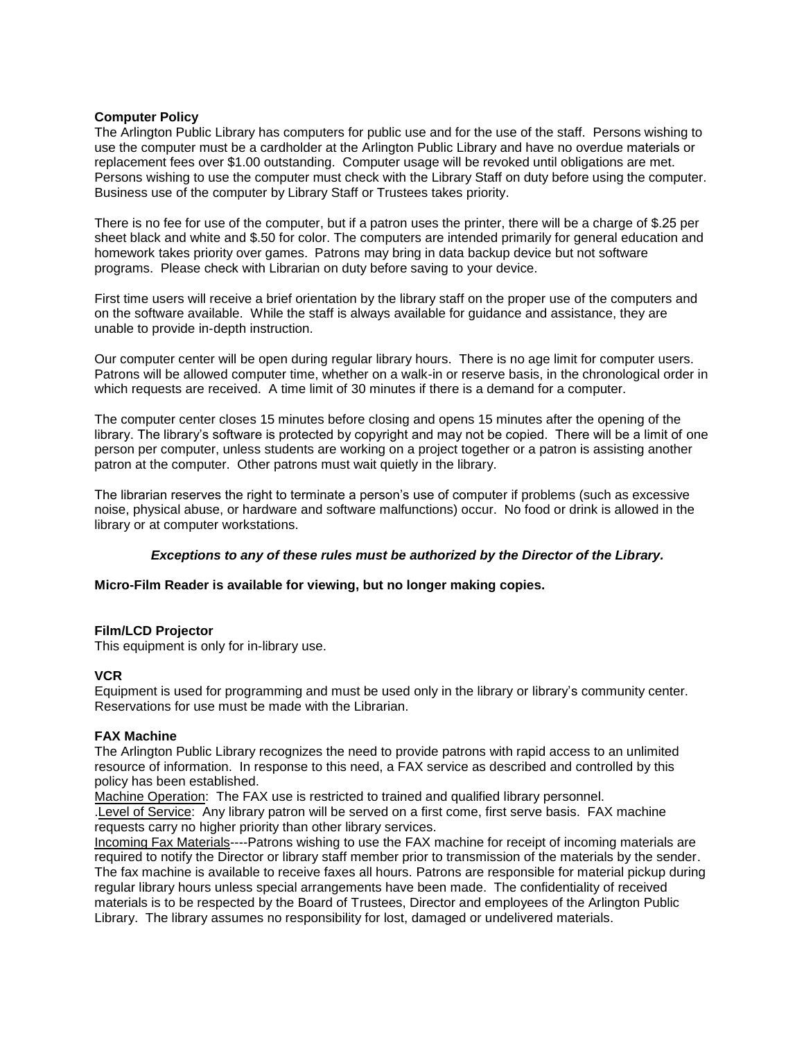**Computer Policy**

The Arlington Public Library has computers for public use and for the use of the staff. Persons wishing to use the computer must be a cardholder at the Arlington Public Library and have no overdue materials or replacement fees over $1.00 outstanding. Computer usage will be revoked until obligations are met. Persons wishing to use the computer must check with the Library Staff on duty before using the computer. Business use of the computer by Library Staff or Trustees takes priority.

There is no fee for use of the computer, but if a patron uses the printer, there will be a charge of $.25 per sheet black and white and $.50 for color. The computers are intended primarily for general education and homework takes priority over games. Patrons may bring in data backup device but not software programs. Please check with Librarian on duty before saving to your device.

First time users will receive a brief orientation by the library staff on the proper use of the computers and on the software available. While the staff is always available for guidance and assistance, they are unable to provide in-depth instruction.

Our computer center will be open during regular library hours. There is no age limit for computer users. Patrons will be allowed computer time, whether on a walk-in or reserve basis, in the chronological order in which requests are received. A time limit of 30 minutes if there is a demand for a computer.

The computer center closes 15 minutes before closing and opens 15 minutes after the opening of the library. The library's software is protected by copyright and may not be copied. There will be a limit of one person per computer, unless students are working on a project together or a patron is assisting another patron at the computer. Other patrons must wait quietly in the library.

The librarian reserves the right to terminate a person's use of computer if problems (such as excessive noise, physical abuse, or hardware and software malfunctions) occur. No food or drink is allowed in the library or at computer workstations.

***Exceptions to any of these rules must be authorized by the Director of the Library.***

**Micro-Film Reader is available for viewing, but no longer making copies.**

**Film/LCD Projector**

This equipment is only for in-library use.

**VCR**

Equipment is used for programming and must be used only in the library or library's community center. Reservations for use must be made with the Librarian.

**FAX Machine**

The Arlington Public Library recognizes the need to provide patrons with rapid access to an unlimited resource of information. In response to this need, a FAX service as described and controlled by this policy has been established.

Machine Operation: The FAX use is restricted to trained and qualified library personnel.

.Level of Service: Any library patron will be served on a first come, first serve basis. FAX machine requests carry no higher priority than other library services.

Incoming Fax Materials----Patrons wishing to use the FAX machine for receipt of incoming materials are required to notify the Director or library staff member prior to transmission of the materials by the sender. The fax machine is available to receive faxes all hours. Patrons are responsible for material pickup during regular library hours unless special arrangements have been made. The confidentiality of received materials is to be respected by the Board of Trustees, Director and employees of the Arlington Public Library. The library assumes no responsibility for lost, damaged or undelivered materials.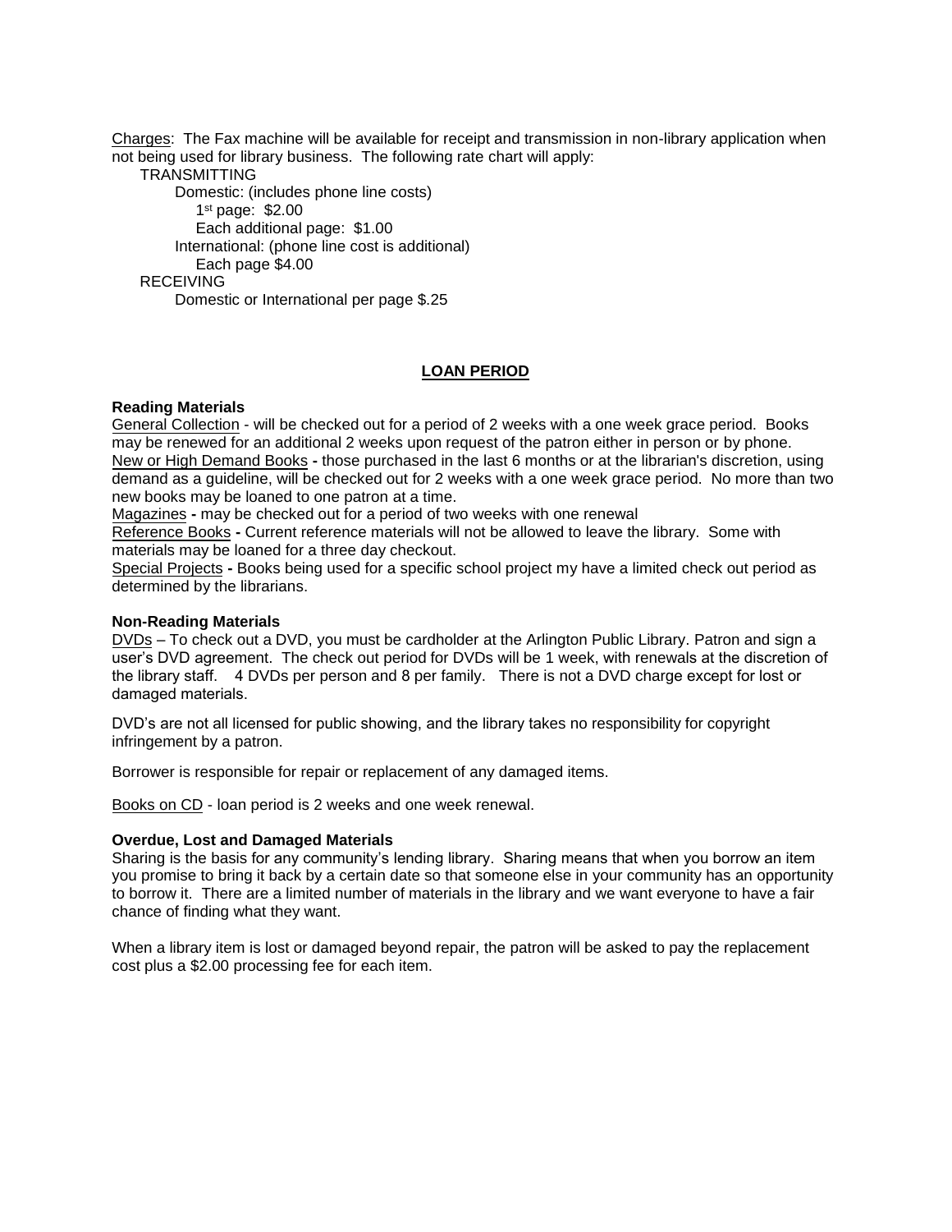Charges: The Fax machine will be available for receipt and transmission in non-library application when not being used for library business. The following rate chart will apply:

- TRANSMITTING
  - Domestic: (includes phone line costs)
    - 1st page: $2.00
    - Each additional page: $1.00
  - International: (phone line cost is additional)
    - Each page $4.00
- RECEIVING
  - Domestic or International per page $.25

## LOAN PERIOD

**Reading Materials**

General Collection - will be checked out for a period of 2 weeks with a one week grace period. Books may be renewed for an additional 2 weeks upon request of the patron either in person or by phone.
New or High Demand Books **-** those purchased in the last 6 months or at the librarian's discretion, using demand as a guideline, will be checked out for 2 weeks with a one week grace period. No more than two new books may be loaned to one patron at a time.
Magazines **-** may be checked out for a period of two weeks with one renewal
Reference Books **-** Current reference materials will not be allowed to leave the library. Some with materials may be loaned for a three day checkout.
Special Projects **-** Books being used for a specific school project my have a limited check out period as determined by the librarians.

**Non-Reading Materials**

DVDs – To check out a DVD, you must be cardholder at the Arlington Public Library. Patron and sign a user's DVD agreement. The check out period for DVDs will be 1 week, with renewals at the discretion of the library staff. 4 DVDs per person and 8 per family. There is not a DVD charge except for lost or damaged materials.

DVD's are not all licensed for public showing, and the library takes no responsibility for copyright infringement by a patron.

Borrower is responsible for repair or replacement of any damaged items.

Books on CD - loan period is 2 weeks and one week renewal.

**Overdue, Lost and Damaged Materials**

Sharing is the basis for any community's lending library. Sharing means that when you borrow an item you promise to bring it back by a certain date so that someone else in your community has an opportunity to borrow it. There are a limited number of materials in the library and we want everyone to have a fair chance of finding what they want.

When a library item is lost or damaged beyond repair, the patron will be asked to pay the replacement cost plus a $2.00 processing fee for each item.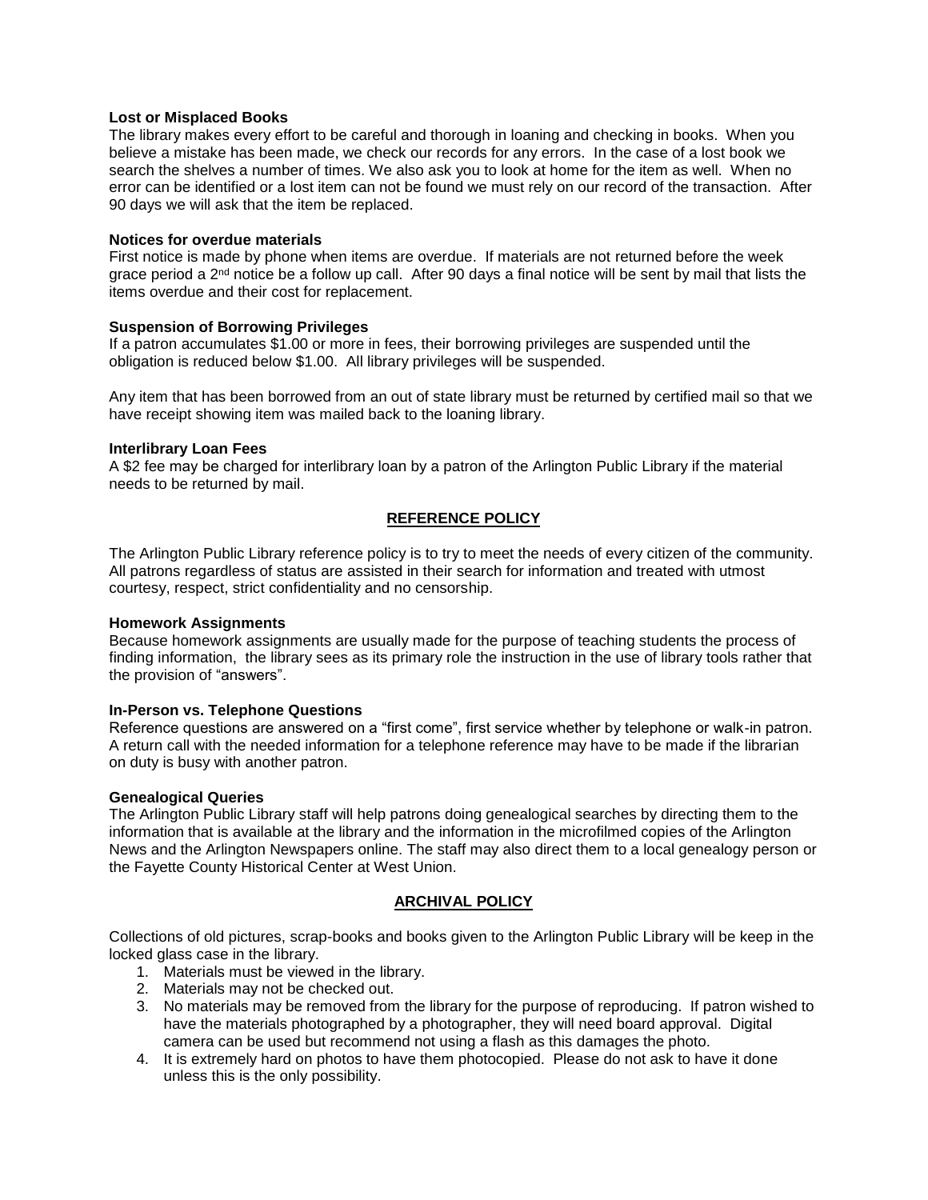**Lost or Misplaced Books**

The library makes every effort to be careful and thorough in loaning and checking in books. When you believe a mistake has been made, we check our records for any errors. In the case of a lost book we search the shelves a number of times. We also ask you to look at home for the item as well. When no error can be identified or a lost item can not be found we must rely on our record of the transaction. After 90 days we will ask that the item be replaced.

**Notices for overdue materials**

First notice is made by phone when items are overdue. If materials are not returned before the week grace period a 2nd notice be a follow up call. After 90 days a final notice will be sent by mail that lists the items overdue and their cost for replacement.

**Suspension of Borrowing Privileges**

If a patron accumulates $1.00 or more in fees, their borrowing privileges are suspended until the obligation is reduced below $1.00. All library privileges will be suspended.

Any item that has been borrowed from an out of state library must be returned by certified mail so that we have receipt showing item was mailed back to the loaning library.

**Interlibrary Loan Fees**

A $2 fee may be charged for interlibrary loan by a patron of the Arlington Public Library if the material needs to be returned by mail.

## REFERENCE POLICY

The Arlington Public Library reference policy is to try to meet the needs of every citizen of the community. All patrons regardless of status are assisted in their search for information and treated with utmost courtesy, respect, strict confidentiality and no censorship.

**Homework Assignments**

Because homework assignments are usually made for the purpose of teaching students the process of finding information, the library sees as its primary role the instruction in the use of library tools rather that the provision of "answers".

**In-Person vs. Telephone Questions**

Reference questions are answered on a "first come", first service whether by telephone or walk-in patron. A return call with the needed information for a telephone reference may have to be made if the librarian on duty is busy with another patron.

**Genealogical Queries**

The Arlington Public Library staff will help patrons doing genealogical searches by directing them to the information that is available at the library and the information in the microfilmed copies of the Arlington News and the Arlington Newspapers online. The staff may also direct them to a local genealogy person or the Fayette County Historical Center at West Union.

## ARCHIVAL POLICY

Collections of old pictures, scrap-books and books given to the Arlington Public Library will be keep in the locked glass case in the library.

1. Materials must be viewed in the library.
2. Materials may not be checked out.
3. No materials may be removed from the library for the purpose of reproducing. If patron wished to have the materials photographed by a photographer, they will need board approval. Digital camera can be used but recommend not using a flash as this damages the photo.
4. It is extremely hard on photos to have them photocopied. Please do not ask to have it done unless this is the only possibility.